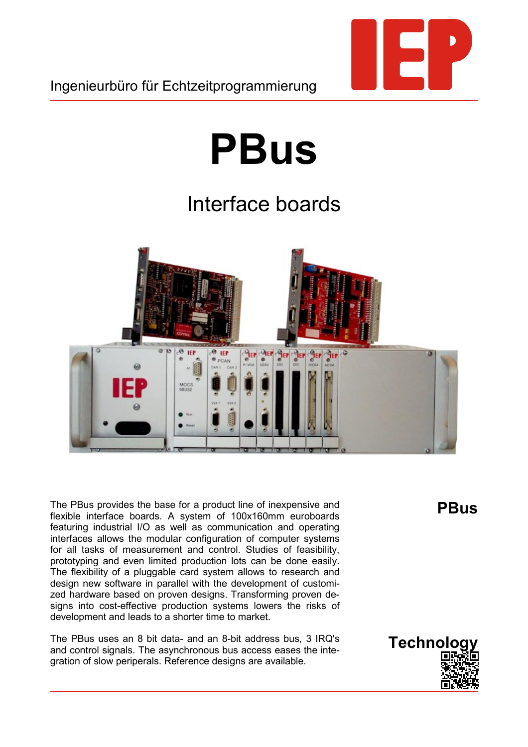Ingenieurbüro für Echtzeitprogrammierung

# PBus

## Interface boards

The PBus provides the base for a product line of inexpensive and flexible interface boards. A system of 100x160mm euroboards featuring industrial I/O as well as communication and operating interfaces allows the modular configuration of computer systems for all tasks of measurement and control. Studies of feasibility, prototyping and even limited production lots can be done easily. The flexibility of a pluggable card system allows to research and design new software in parallel with the development of customized hardware based on proven designs. Transforming proven designs into cost-effective production systems lowers the risks of development and leads to a shorter time to market.

**PBus**

The PBus uses an 8 bit data- and an 8-bit address bus, 3 IRQ's and control signals. The asynchronous bus access eases the integration of slow peripherals. Reference designs are available.

**Technology**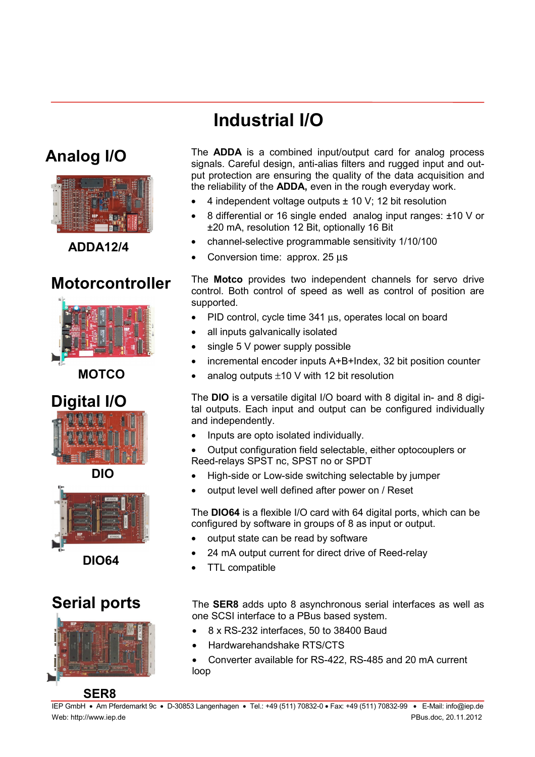# Industrial I/O

## Analog I/O

**ADDA12/4**

The **ADDA** is a combined input/output card for analog process signals. Careful design, anti-alias filters and rugged input and output protection are ensuring the quality of the data acquisition and the reliability of the **ADDA,** even in the rough everyday work.

- 4 independent voltage outputs ± 10 V; 12 bit resolution
- 8 differential or 16 single ended analog input ranges: ±10 V or ±20 mA, resolution 12 Bit, optionally 16 Bit
- channel-selective programmable sensitivity 1/10/100
- Conversion time: approx. 25 µs

## Motorcontroller

**MOTCO**

The **Motco** provides two independent channels for servo drive control. Both control of speed as well as control of position are supported.

- PID control, cycle time 341 µs, operates local on board
- all inputs galvanically isolated
- single 5 V power supply possible
- incremental encoder inputs A+B+Index, 32 bit position counter
- analog outputs ±10 V with 12 bit resolution

## Digital I/O

**DIO**

The **DIO** is a versatile digital I/O board with 8 digital in- and 8 digital outputs. Each input and output can be configured individually and independently.

- Inputs are opto isolated individually.
- Output configuration field selectable, either optocouplers or Reed-relays SPST nc, SPST no or SPDT
- High-side or Low-side switching selectable by jumper
- output level well defined after power on / Reset

**DIO64**

The **DIO64** is a flexible I/O card with 64 digital ports, which can be configured by software in groups of 8 as input or output.

- output state can be read by software
- 24 mA output current for direct drive of Reed-relay
- TTL compatible

## Serial ports

**SER8**

The **SER8** adds upto 8 asynchronous serial interfaces as well as one SCSI interface to a PBus based system.

- 8 x RS-232 interfaces, 50 to 38400 Baud
- Hardwarehandshake RTS/CTS
- Converter available for RS-422, RS-485 and 20 mA current loop

IEP GmbH • Am Pferdemarkt 9c • D-30853 Langenhagen • Tel.: +49 (511) 70832-0 • Fax: +49 (511) 70832-99 • E-Mail: info@iep.de
Web: http://www.iep.de PBus.doc, 20.11.2012